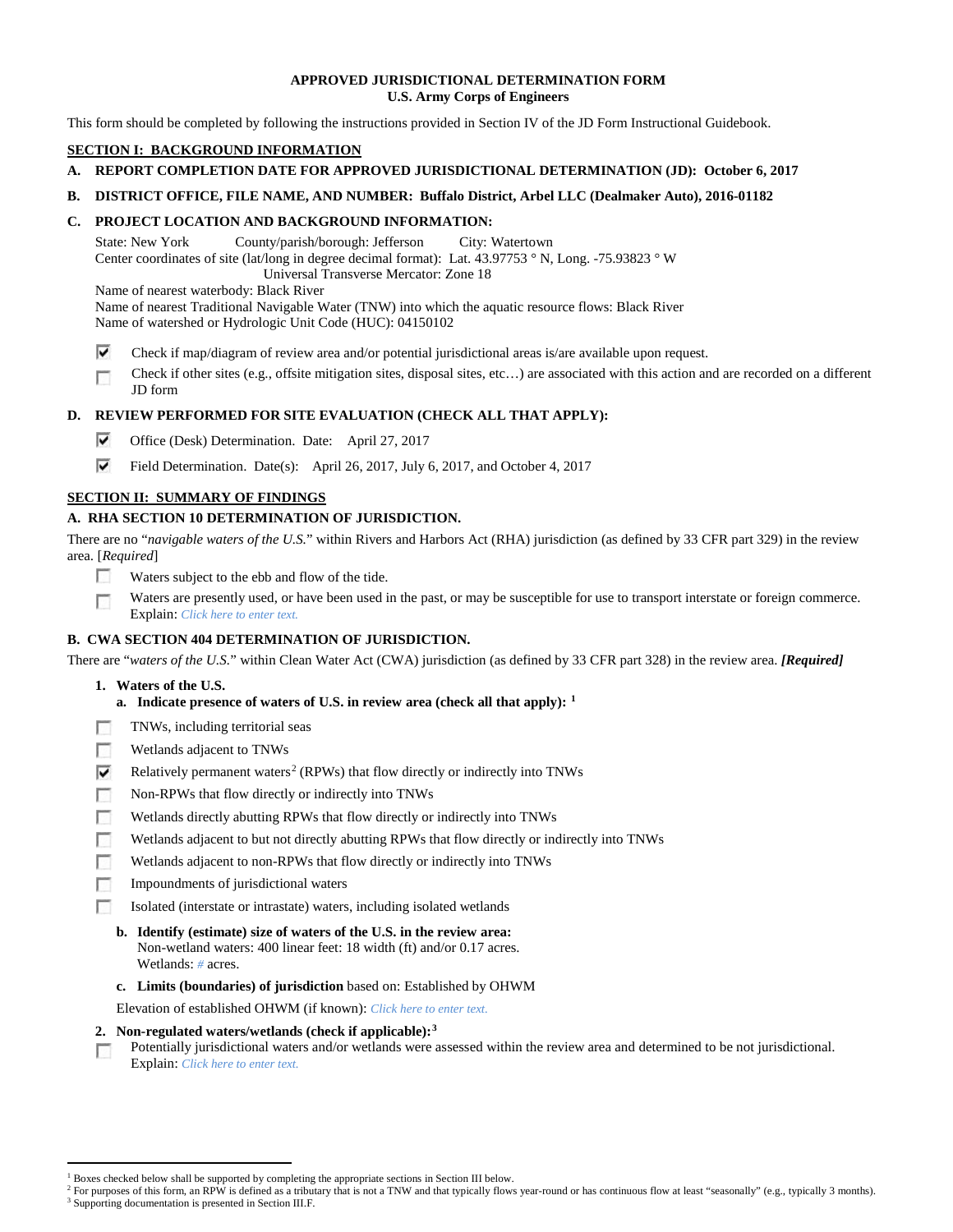# APPROVED JURISDICTIONAL DETERMINATION FORM
## U.S. Army Corps of Engineers

This form should be completed by following the instructions provided in Section IV of the JD Form Instructional Guidebook.

**SECTION I: BACKGROUND INFORMATION**

**A. REPORT COMPLETION DATE FOR APPROVED JURISDICTIONAL DETERMINATION (JD): October 6, 2017**

**B. DISTRICT OFFICE, FILE NAME, AND NUMBER: Buffalo District, Arbel LLC (Dealmaker Auto), 2016-01182**

**C. PROJECT LOCATION AND BACKGROUND INFORMATION:**

State: New York County/parish/borough: Jefferson City: Watertown
Center coordinates of site (lat/long in degree decimal format): Lat. 43.97753 ° N, Long. -75.93823 ° W
Universal Transverse Mercator: Zone 18
Name of nearest waterbody: Black River
Name of nearest Traditional Navigable Water (TNW) into which the aquatic resource flows: Black River
Name of watershed or Hydrologic Unit Code (HUC): 04150102

- [x] Check if map/diagram of review area and/or potential jurisdictional areas is/are available upon request.
- [ ] Check if other sites (e.g., offsite mitigation sites, disposal sites, etc…) are associated with this action and are recorded on a different JD form

**D. REVIEW PERFORMED FOR SITE EVALUATION (CHECK ALL THAT APPLY):**

- [x] Office (Desk) Determination. Date: April 27, 2017
- [x] Field Determination. Date(s): April 26, 2017, July 6, 2017, and October 4, 2017

**SECTION II: SUMMARY OF FINDINGS**

**A. RHA SECTION 10 DETERMINATION OF JURISDICTION.**

There are no "*navigable waters of the U.S.*" within Rivers and Harbors Act (RHA) jurisdiction (as defined by 33 CFR part 329) in the review area. [*Required*]

- [ ] Waters subject to the ebb and flow of the tide.
- [ ] Waters are presently used, or have been used in the past, or may be susceptible for use to transport interstate or foreign commerce. Explain: *Click here to enter text.*

**B. CWA SECTION 404 DETERMINATION OF JURISDICTION.**

There are "*waters of the U.S.*" within Clean Water Act (CWA) jurisdiction (as defined by 33 CFR part 328) in the review area. ***[Required]***

**1. Waters of the U.S.**

**a. Indicate presence of waters of U.S. in review area (check all that apply): [1]**

- [ ] TNWs, including territorial seas
- [ ] Wetlands adjacent to TNWs
- [x] Relatively permanent waters[2] (RPWs) that flow directly or indirectly into TNWs
- [ ] Non-RPWs that flow directly or indirectly into TNWs
- [ ] Wetlands directly abutting RPWs that flow directly or indirectly into TNWs
- [ ] Wetlands adjacent to but not directly abutting RPWs that flow directly or indirectly into TNWs
- [ ] Wetlands adjacent to non-RPWs that flow directly or indirectly into TNWs
- [ ] Impoundments of jurisdictional waters
- [ ] Isolated (interstate or intrastate) waters, including isolated wetlands

**b. Identify (estimate) size of waters of the U.S. in the review area:**
Non-wetland waters: 400 linear feet: 18 width (ft) and/or 0.17 acres.
Wetlands: *#* acres.

**c. Limits (boundaries) of jurisdiction** based on: Established by OHWM

Elevation of established OHWM (if known): *Click here to enter text.*

**2. Non-regulated waters/wetlands (check if applicable):[3]**

- [ ] Potentially jurisdictional waters and/or wetlands were assessed within the review area and determined to be not jurisdictional. Explain: *Click here to enter text.*

---

[1] Boxes checked below shall be supported by completing the appropriate sections in Section III below.
[2] For purposes of this form, an RPW is defined as a tributary that is not a TNW and that typically flows year-round or has continuous flow at least "seasonally" (e.g., typically 3 months).
[3] Supporting documentation is presented in Section III.F.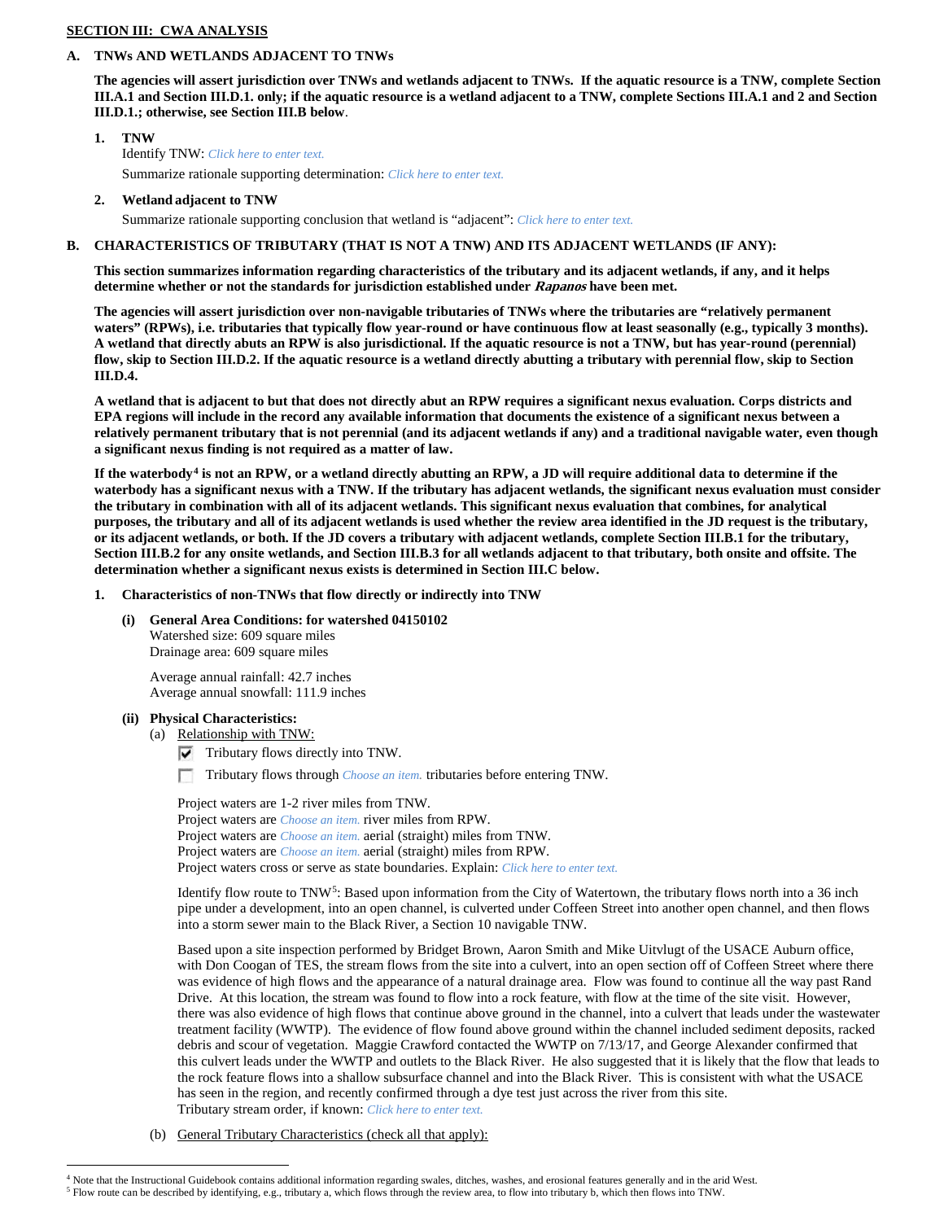## SECTION III: CWA ANALYSIS

### A. TNWs AND WETLANDS ADJACENT TO TNWs

**The agencies will assert jurisdiction over TNWs and wetlands adjacent to TNWs. If the aquatic resource is a TNW, complete Section III.A.1 and Section III.D.1. only; if the aquatic resource is a wetland adjacent to a TNW, complete Sections III.A.1 and 2 and Section III.D.1.; otherwise, see Section III.B below**.

1. **TNW**
   Identify TNW: *Click here to enter text.*
   Summarize rationale supporting determination: *Click here to enter text.*

2. **Wetland adjacent to TNW**
   Summarize rationale supporting conclusion that wetland is "adjacent": *Click here to enter text.*

### B. CHARACTERISTICS OF TRIBUTARY (THAT IS NOT A TNW) AND ITS ADJACENT WETLANDS (IF ANY):

**This section summarizes information regarding characteristics of the tributary and its adjacent wetlands, if any, and it helps determine whether or not the standards for jurisdiction established under *Rapanos* have been met.**

**The agencies will assert jurisdiction over non-navigable tributaries of TNWs where the tributaries are "relatively permanent waters" (RPWs), i.e. tributaries that typically flow year-round or have continuous flow at least seasonally (e.g., typically 3 months). A wetland that directly abuts an RPW is also jurisdictional. If the aquatic resource is not a TNW, but has year-round (perennial) flow, skip to Section III.D.2. If the aquatic resource is a wetland directly abutting a tributary with perennial flow, skip to Section III.D.4.**

**A wetland that is adjacent to but that does not directly abut an RPW requires a significant nexus evaluation. Corps districts and EPA regions will include in the record any available information that documents the existence of a significant nexus between a relatively permanent tributary that is not perennial (and its adjacent wetlands if any) and a traditional navigable water, even though a significant nexus finding is not required as a matter of law.**

**If the waterbody[4] is not an RPW, or a wetland directly abutting an RPW, a JD will require additional data to determine if the waterbody has a significant nexus with a TNW. If the tributary has adjacent wetlands, the significant nexus evaluation must consider the tributary in combination with all of its adjacent wetlands. This significant nexus evaluation that combines, for analytical purposes, the tributary and all of its adjacent wetlands is used whether the review area identified in the JD request is the tributary, or its adjacent wetlands, or both. If the JD covers a tributary with adjacent wetlands, complete Section III.B.1 for the tributary, Section III.B.2 for any onsite wetlands, and Section III.B.3 for all wetlands adjacent to that tributary, both onsite and offsite. The determination whether a significant nexus exists is determined in Section III.C below.**

1. **Characteristics of non-TNWs that flow directly or indirectly into TNW**

   **(i) General Area Conditions: for watershed 04150102**
   Watershed size: 609 square miles
   Drainage area: 609 square miles

   Average annual rainfall: 42.7 inches
   Average annual snowfall: 111.9 inches

   **(ii) Physical Characteristics:**
   (a) Relationship with TNW:
   - [x] Tributary flows directly into TNW.
   - [ ] Tributary flows through *Choose an item.* tributaries before entering TNW.

   Project waters are 1-2 river miles from TNW.
   Project waters are *Choose an item.* river miles from RPW.
   Project waters are *Choose an item.* aerial (straight) miles from TNW.
   Project waters are *Choose an item.* aerial (straight) miles from RPW.
   Project waters cross or serve as state boundaries. Explain: *Click here to enter text.*

   Identify flow route to TNW[5]: Based upon information from the City of Watertown, the tributary flows north into a 36 inch pipe under a development, into an open channel, is culverted under Coffeen Street into another open channel, and then flows into a storm sewer main to the Black River, a Section 10 navigable TNW.

   Based upon a site inspection performed by Bridget Brown, Aaron Smith and Mike Uitvlugt of the USACE Auburn office, with Don Coogan of TES, the stream flows from the site into a culvert, into an open section off of Coffeen Street where there was evidence of high flows and the appearance of a natural drainage area. Flow was found to continue all the way past Rand Drive. At this location, the stream was found to flow into a rock feature, with flow at the time of the site visit. However, there was also evidence of high flows that continue above ground in the channel, into a culvert that leads under the wastewater treatment facility (WWTP). The evidence of flow found above ground within the channel included sediment deposits, racked debris and scour of vegetation. Maggie Crawford contacted the WWTP on 7/13/17, and George Alexander confirmed that this culvert leads under the WWTP and outlets to the Black River. He also suggested that it is likely that the flow that leads to the rock feature flows into a shallow subsurface channel and into the Black River. This is consistent with what the USACE has seen in the region, and recently confirmed through a dye test just across the river from this site.
   Tributary stream order, if known: *Click here to enter text.*

   (b) General Tributary Characteristics (check all that apply):

---

[4] Note that the Instructional Guidebook contains additional information regarding swales, ditches, washes, and erosional features generally and in the arid West.
[5] Flow route can be described by identifying, e.g., tributary a, which flows through the review area, to flow into tributary b, which then flows into TNW.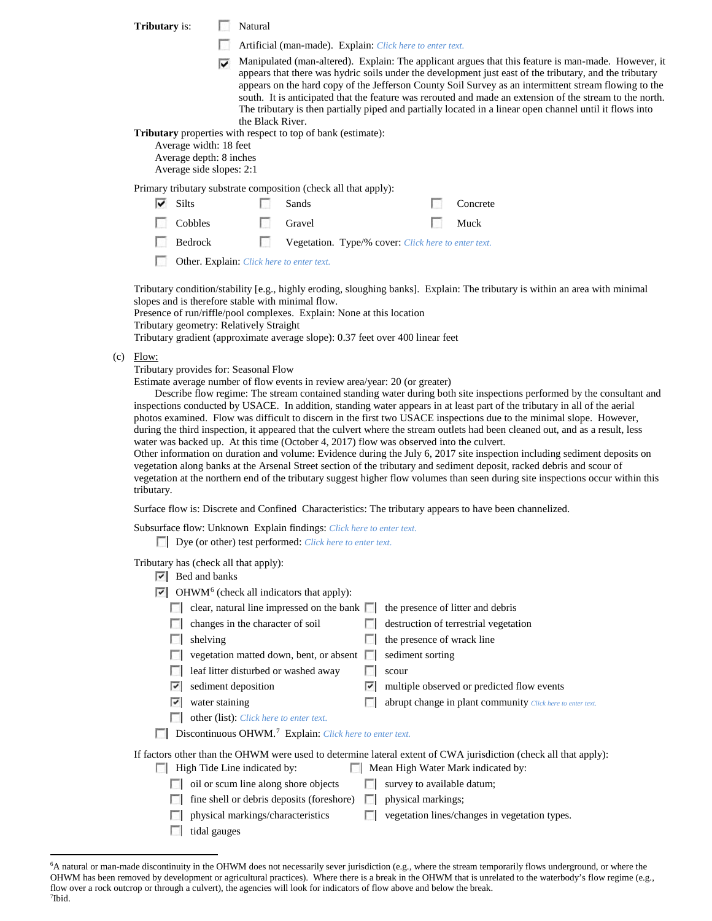**Tributary** is:

- ☐ Natural
- ☐ Artificial (man-made). Explain: *Click here to enter text.*
- ☑ Manipulated (man-altered). Explain: The applicant argues that this feature is man-made. However, it appears that there was hydric soils under the development just east of the tributary, and the tributary appears on the hard copy of the Jefferson County Soil Survey as an intermittent stream flowing to the south. It is anticipated that the feature was rerouted and made an extension of the stream to the north. The tributary is then partially piped and partially located in a linear open channel until it flows into the Black River.

**Tributary** properties with respect to top of bank (estimate):
Average width: 18 feet
Average depth: 8 inches
Average side slopes: 2:1

Primary tributary substrate composition (check all that apply):

- ☑ Silts
- ☐ Sands
- ☐ Concrete
- ☐ Cobbles
- ☐ Gravel
- ☐ Muck
- ☐ Bedrock
- ☐ Vegetation. Type/% cover: *Click here to enter text.*
- ☐ Other. Explain: *Click here to enter text.*

Tributary condition/stability [e.g., highly eroding, sloughing banks]. Explain: The tributary is within an area with minimal slopes and is therefore stable with minimal flow.
Presence of run/riffle/pool complexes. Explain: None at this location
Tributary geometry: Relatively Straight
Tributary gradient (approximate average slope): 0.37 feet over 400 linear feet

(c) Flow:
Tributary provides for: Seasonal Flow
Estimate average number of flow events in review area/year: 20 (or greater)
Describe flow regime: The stream contained standing water during both site inspections performed by the consultant and inspections conducted by USACE. In addition, standing water appears in at least part of the tributary in all of the aerial photos examined. Flow was difficult to discern in the first two USACE inspections due to the minimal slope. However, during the third inspection, it appeared that the culvert where the stream outlets had been cleaned out, and as a result, less water was backed up. At this time (October 4, 2017) flow was observed into the culvert.
Other information on duration and volume: Evidence during the July 6, 2017 site inspection including sediment deposits on vegetation along banks at the Arsenal Street section of the tributary and sediment deposit, racked debris and scour of vegetation at the northern end of the tributary suggest higher flow volumes than seen during site inspections occur within this tributary.

Surface flow is: Discrete and Confined Characteristics: The tributary appears to have been channelized.

Subsurface flow: Unknown Explain findings: *Click here to enter text.*
- ☐ Dye (or other) test performed: *Click here to enter text.*

Tributary has (check all that apply):

- ☑ Bed and banks
- ☑ OHWM[6] (check all indicators that apply):
  - ☐ clear, natural line impressed on the bank
  - ☐ the presence of litter and debris
  - ☐ changes in the character of soil
  - ☐ destruction of terrestrial vegetation
  - ☐ shelving
  - ☐ the presence of wrack line
  - ☐ vegetation matted down, bent, or absent
  - ☐ sediment sorting
  - ☐ leaf litter disturbed or washed away
  - ☐ scour
  - ☑ sediment deposition
  - ☑ multiple observed or predicted flow events
  - ☑ water staining
  - ☐ abrupt change in plant community *Click here to enter text.*
  - ☐ other (list): *Click here to enter text.*
- ☐ Discontinuous OHWM.[7] Explain: *Click here to enter text.*

If factors other than the OHWM were used to determine lateral extent of CWA jurisdiction (check all that apply):

- ☐ High Tide Line indicated by:
  - ☐ oil or scum line along shore objects
  - ☐ fine shell or debris deposits (foreshore)
  - ☐ physical markings/characteristics
  - ☐ tidal gauges
- ☐ Mean High Water Mark indicated by:
  - ☐ survey to available datum;
  - ☐ physical markings;
  - ☐ vegetation lines/changes in vegetation types.

---

[6]A natural or man-made discontinuity in the OHWM does not necessarily sever jurisdiction (e.g., where the stream temporarily flows underground, or where the OHWM has been removed by development or agricultural practices). Where there is a break in the OHWM that is unrelated to the waterbody's flow regime (e.g., flow over a rock outcrop or through a culvert), the agencies will look for indicators of flow above and below the break.
[7]Ibid.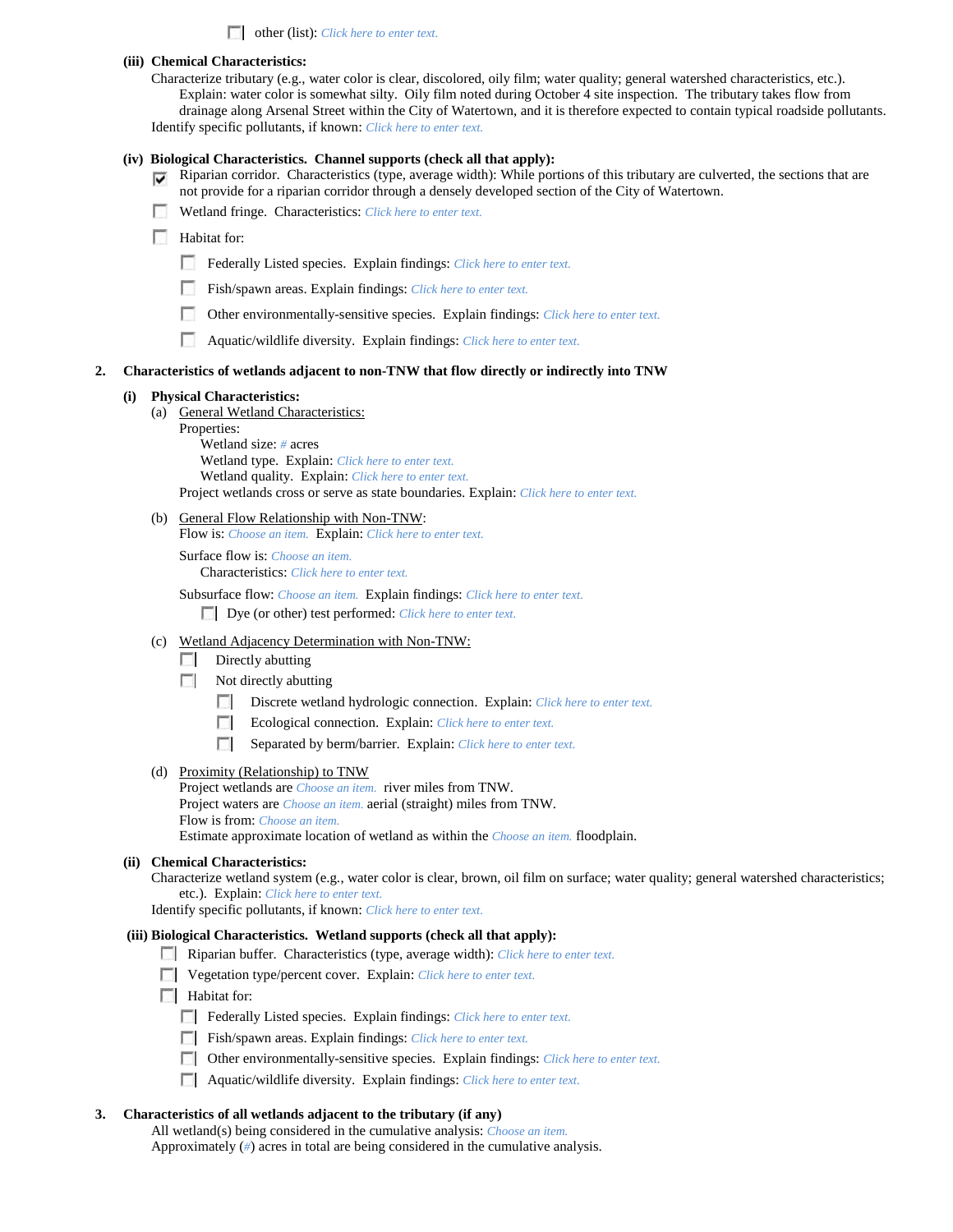- ☐ other (list): Click here to enter text.

**(iii) Chemical Characteristics:**

Characterize tributary (e.g., water color is clear, discolored, oily film; water quality; general watershed characteristics, etc.).

Explain: water color is somewhat silty. Oily film noted during October 4 site inspection. The tributary takes flow from drainage along Arsenal Street within the City of Watertown, and it is therefore expected to contain typical roadside pollutants.

Identify specific pollutants, if known: Click here to enter text.

**(iv) Biological Characteristics. Channel supports (check all that apply):**

- ☑ Riparian corridor. Characteristics (type, average width): While portions of this tributary are culverted, the sections that are not provide for a riparian corridor through a densely developed section of the City of Watertown.
- ☐ Wetland fringe. Characteristics: Click here to enter text.
- ☐ Habitat for:
  - ☐ Federally Listed species. Explain findings: Click here to enter text.
  - ☐ Fish/spawn areas. Explain findings: Click here to enter text.
  - ☐ Other environmentally-sensitive species. Explain findings: Click here to enter text.
  - ☐ Aquatic/wildlife diversity. Explain findings: Click here to enter text.

**2. Characteristics of wetlands adjacent to non-TNW that flow directly or indirectly into TNW**

**(i) Physical Characteristics:**

(a) General Wetland Characteristics:

Properties:

Wetland size: # acres

Wetland type. Explain: Click here to enter text.

Wetland quality. Explain: Click here to enter text.

Project wetlands cross or serve as state boundaries. Explain: Click here to enter text.

(b) General Flow Relationship with Non-TNW:

Flow is: Choose an item. Explain: Click here to enter text.

Surface flow is: Choose an item.

Characteristics: Click here to enter text.

Subsurface flow: Choose an item. Explain findings: Click here to enter text.

- ☐ Dye (or other) test performed: Click here to enter text.

(c) Wetland Adjacency Determination with Non-TNW:

- ☐ Directly abutting
- ☐ Not directly abutting
  - ☐ Discrete wetland hydrologic connection. Explain: Click here to enter text.
  - ☐ Ecological connection. Explain: Click here to enter text.
  - ☐ Separated by berm/barrier. Explain: Click here to enter text.

(d) Proximity (Relationship) to TNW

Project wetlands are Choose an item. river miles from TNW.

Project waters are Choose an item. aerial (straight) miles from TNW.

Flow is from: Choose an item.

Estimate approximate location of wetland as within the Choose an item. floodplain.

**(ii) Chemical Characteristics:**

Characterize wetland system (e.g., water color is clear, brown, oil film on surface; water quality; general watershed characteristics; etc.). Explain: Click here to enter text.

Identify specific pollutants, if known: Click here to enter text.

**(iii) Biological Characteristics. Wetland supports (check all that apply):**

- ☐ Riparian buffer. Characteristics (type, average width): Click here to enter text.
- ☐ Vegetation type/percent cover. Explain: Click here to enter text.
- ☐ Habitat for:
  - ☐ Federally Listed species. Explain findings: Click here to enter text.
  - ☐ Fish/spawn areas. Explain findings: Click here to enter text.
  - ☐ Other environmentally-sensitive species. Explain findings: Click here to enter text.
  - ☐ Aquatic/wildlife diversity. Explain findings: Click here to enter text.

**3. Characteristics of all wetlands adjacent to the tributary (if any)**

All wetland(s) being considered in the cumulative analysis: Choose an item.

Approximately (#) acres in total are being considered in the cumulative analysis.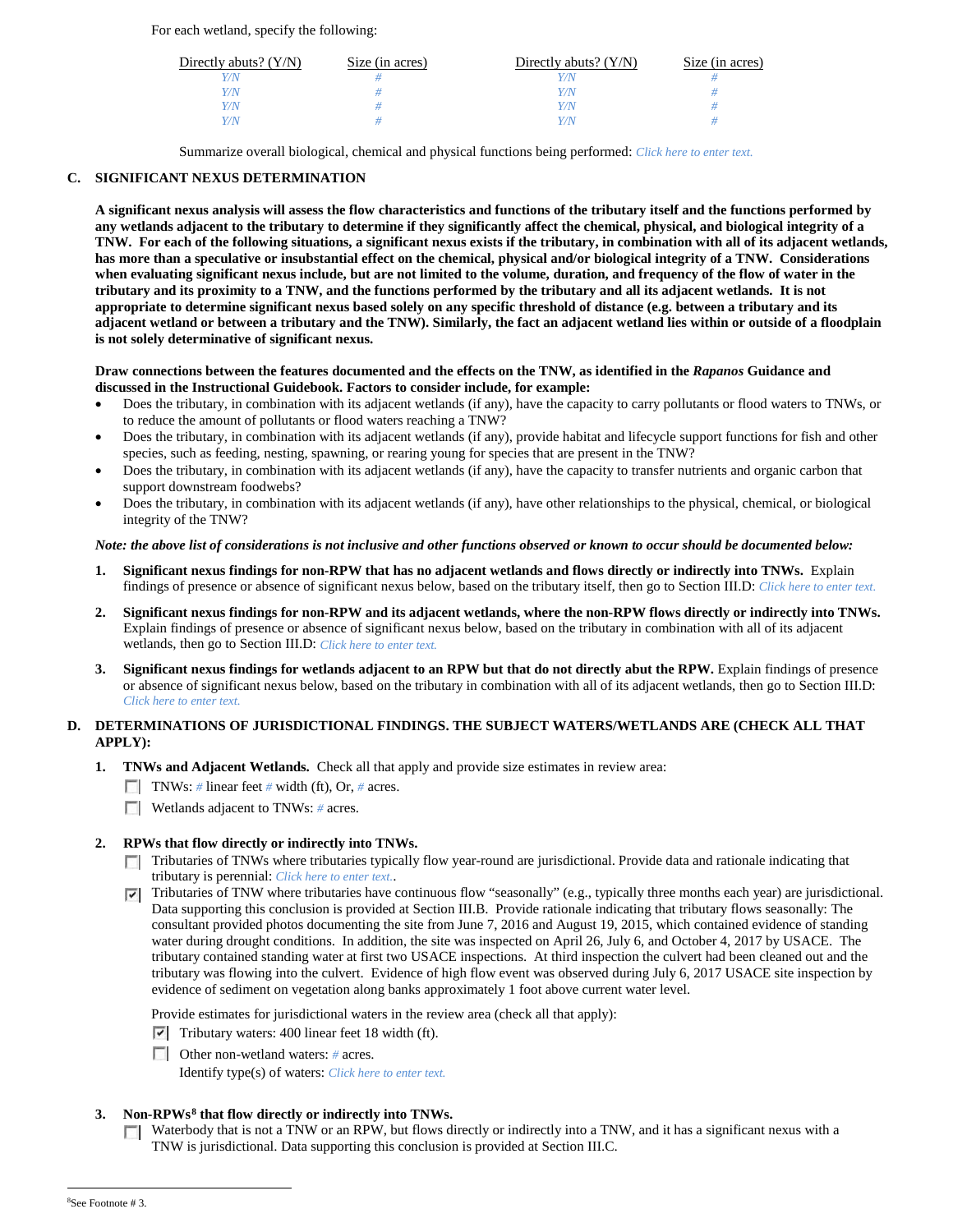For each wetland, specify the following:

| Directly abuts? (Y/N) | Size (in acres) | Directly abuts? (Y/N) | Size (in acres) |
|---|---|---|---|
| Y/N | # | Y/N | # |
| Y/N | # | Y/N | # |
| Y/N | # | Y/N | # |
| Y/N | # | Y/N | # |

Summarize overall biological, chemical and physical functions being performed: Click here to enter text.

## C. SIGNIFICANT NEXUS DETERMINATION

**A significant nexus analysis will assess the flow characteristics and functions of the tributary itself and the functions performed by any wetlands adjacent to the tributary to determine if they significantly affect the chemical, physical, and biological integrity of a TNW. For each of the following situations, a significant nexus exists if the tributary, in combination with all of its adjacent wetlands, has more than a speculative or insubstantial effect on the chemical, physical and/or biological integrity of a TNW. Considerations when evaluating significant nexus include, but are not limited to the volume, duration, and frequency of the flow of water in the tributary and its proximity to a TNW, and the functions performed by the tributary and all its adjacent wetlands. It is not appropriate to determine significant nexus based solely on any specific threshold of distance (e.g. between a tributary and its adjacent wetland or between a tributary and the TNW). Similarly, the fact an adjacent wetland lies within or outside of a floodplain is not solely determinative of significant nexus.**

**Draw connections between the features documented and the effects on the TNW, as identified in the *Rapanos* Guidance and discussed in the Instructional Guidebook. Factors to consider include, for example:**

- Does the tributary, in combination with its adjacent wetlands (if any), have the capacity to carry pollutants or flood waters to TNWs, or to reduce the amount of pollutants or flood waters reaching a TNW?
- Does the tributary, in combination with its adjacent wetlands (if any), provide habitat and lifecycle support functions for fish and other species, such as feeding, nesting, spawning, or rearing young for species that are present in the TNW?
- Does the tributary, in combination with its adjacent wetlands (if any), have the capacity to transfer nutrients and organic carbon that support downstream foodwebs?
- Does the tributary, in combination with its adjacent wetlands (if any), have other relationships to the physical, chemical, or biological integrity of the TNW?

***Note: the above list of considerations is not inclusive and other functions observed or known to occur should be documented below:***

1. **Significant nexus findings for non-RPW that has no adjacent wetlands and flows directly or indirectly into TNWs.** Explain findings of presence or absence of significant nexus below, based on the tributary itself, then go to Section III.D: Click here to enter text.

2. **Significant nexus findings for non-RPW and its adjacent wetlands, where the non-RPW flows directly or indirectly into TNWs.** Explain findings of presence or absence of significant nexus below, based on the tributary in combination with all of its adjacent wetlands, then go to Section III.D: Click here to enter text.

3. **Significant nexus findings for wetlands adjacent to an RPW but that do not directly abut the RPW.** Explain findings of presence or absence of significant nexus below, based on the tributary in combination with all of its adjacent wetlands, then go to Section III.D: Click here to enter text.

## D. DETERMINATIONS OF JURISDICTIONAL FINDINGS. THE SUBJECT WATERS/WETLANDS ARE (CHECK ALL THAT APPLY):

1. **TNWs and Adjacent Wetlands.** Check all that apply and provide size estimates in review area:
   - ☐ TNWs: # linear feet # width (ft), Or, # acres.
   - ☐ Wetlands adjacent to TNWs: # acres.

2. **RPWs that flow directly or indirectly into TNWs.**
   - ☐ Tributaries of TNWs where tributaries typically flow year-round are jurisdictional. Provide data and rationale indicating that tributary is perennial: Click here to enter text..
   - ☑ Tributaries of TNW where tributaries have continuous flow "seasonally" (e.g., typically three months each year) are jurisdictional. Data supporting this conclusion is provided at Section III.B. Provide rationale indicating that tributary flows seasonally: The consultant provided photos documenting the site from June 7, 2016 and August 19, 2015, which contained evidence of standing water during drought conditions. In addition, the site was inspected on April 26, July 6, and October 4, 2017 by USACE. The tributary contained standing water at first two USACE inspections. At third inspection the culvert had been cleaned out and the tributary was flowing into the culvert. Evidence of high flow event was observed during July 6, 2017 USACE site inspection by evidence of sediment on vegetation along banks approximately 1 foot above current water level.

   Provide estimates for jurisdictional waters in the review area (check all that apply):
   - ☑ Tributary waters: 400 linear feet 18 width (ft).
   - ☐ Other non-wetland waters: # acres.
     Identify type(s) of waters: Click here to enter text.

3. **Non-RPWs[8] that flow directly or indirectly into TNWs.**
   - ☐ Waterbody that is not a TNW or an RPW, but flows directly or indirectly into a TNW, and it has a significant nexus with a TNW is jurisdictional. Data supporting this conclusion is provided at Section III.C.

[8]See Footnote # 3.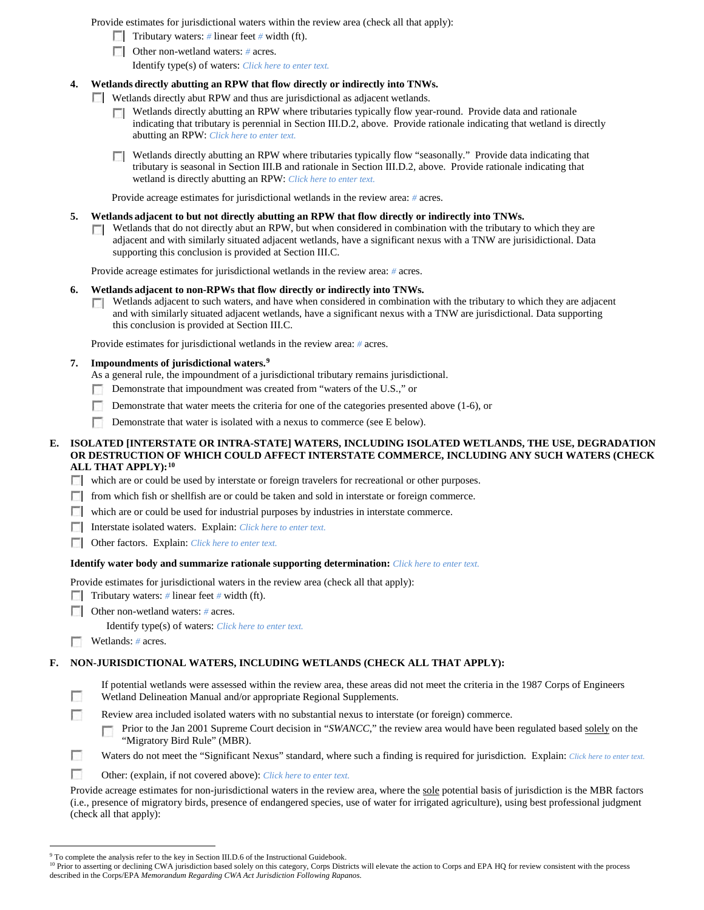Provide estimates for jurisdictional waters within the review area (check all that apply):

- ☐ Tributary waters: # linear feet # width (ft).
- ☐ Other non-wetland waters: # acres.

  Identify type(s) of waters: *Click here to enter text.*

**4. Wetlands directly abutting an RPW that flow directly or indirectly into TNWs.**

☐ Wetlands directly abut RPW and thus are jurisdictional as adjacent wetlands.

- ☐ Wetlands directly abutting an RPW where tributaries typically flow year-round. Provide data and rationale indicating that tributary is perennial in Section III.D.2, above. Provide rationale indicating that wetland is directly abutting an RPW: *Click here to enter text.*

- ☐ Wetlands directly abutting an RPW where tributaries typically flow "seasonally." Provide data indicating that tributary is seasonal in Section III.B and rationale in Section III.D.2, above. Provide rationale indicating that wetland is directly abutting an RPW: *Click here to enter text.*

Provide acreage estimates for jurisdictional wetlands in the review area: # acres.

**5. Wetlands adjacent to but not directly abutting an RPW that flow directly or indirectly into TNWs.**

☐ Wetlands that do not directly abut an RPW, but when considered in combination with the tributary to which they are adjacent and with similarly situated adjacent wetlands, have a significant nexus with a TNW are jurisidictional. Data supporting this conclusion is provided at Section III.C.

Provide acreage estimates for jurisdictional wetlands in the review area: # acres.

**6. Wetlands adjacent to non-RPWs that flow directly or indirectly into TNWs.**

☐ Wetlands adjacent to such waters, and have when considered in combination with the tributary to which they are adjacent and with similarly situated adjacent wetlands, have a significant nexus with a TNW are jurisdictional. Data supporting this conclusion is provided at Section III.C.

Provide estimates for jurisdictional wetlands in the review area: # acres.

**7. Impoundments of jurisdictional waters.**[9]

As a general rule, the impoundment of a jurisdictional tributary remains jurisdictional.

- ☐ Demonstrate that impoundment was created from "waters of the U.S.," or
- ☐ Demonstrate that water meets the criteria for one of the categories presented above (1-6), or
- ☐ Demonstrate that water is isolated with a nexus to commerce (see E below).

## E. ISOLATED [INTERSTATE OR INTRA-STATE] WATERS, INCLUDING ISOLATED WETLANDS, THE USE, DEGRADATION OR DESTRUCTION OF WHICH COULD AFFECT INTERSTATE COMMERCE, INCLUDING ANY SUCH WATERS (CHECK ALL THAT APPLY):[10]

- ☐ which are or could be used by interstate or foreign travelers for recreational or other purposes.
- ☐ from which fish or shellfish are or could be taken and sold in interstate or foreign commerce.
- ☐ which are or could be used for industrial purposes by industries in interstate commerce.
- ☐ Interstate isolated waters. Explain: *Click here to enter text.*
- ☐ Other factors. Explain: *Click here to enter text.*

**Identify water body and summarize rationale supporting determination:** *Click here to enter text.*

Provide estimates for jurisdictional waters in the review area (check all that apply):

- ☐ Tributary waters: # linear feet # width (ft).
- ☐ Other non-wetland waters: # acres.

  Identify type(s) of waters: *Click here to enter text.*
- ☐ Wetlands: # acres.

## F. NON-JURISDICTIONAL WATERS, INCLUDING WETLANDS (CHECK ALL THAT APPLY):

- ☐ If potential wetlands were assessed within the review area, these areas did not meet the criteria in the 1987 Corps of Engineers Wetland Delineation Manual and/or appropriate Regional Supplements.
- ☐ Review area included isolated waters with no substantial nexus to interstate (or foreign) commerce.
  - ☐ Prior to the Jan 2001 Supreme Court decision in "*SWANCC*," the review area would have been regulated based solely on the "Migratory Bird Rule" (MBR).
- ☐ Waters do not meet the "Significant Nexus" standard, where such a finding is required for jurisdiction. Explain: *Click here to enter text.*
- ☐ Other: (explain, if not covered above): *Click here to enter text.*

Provide acreage estimates for non-jurisdictional waters in the review area, where the sole potential basis of jurisdiction is the MBR factors (i.e., presence of migratory birds, presence of endangered species, use of water for irrigated agriculture), using best professional judgment (check all that apply):

---

[9] To complete the analysis refer to the key in Section III.D.6 of the Instructional Guidebook.

[10] Prior to asserting or declining CWA jurisdiction based solely on this category, Corps Districts will elevate the action to Corps and EPA HQ for review consistent with the process described in the Corps/EPA *Memorandum Regarding CWA Act Jurisdiction Following Rapanos.*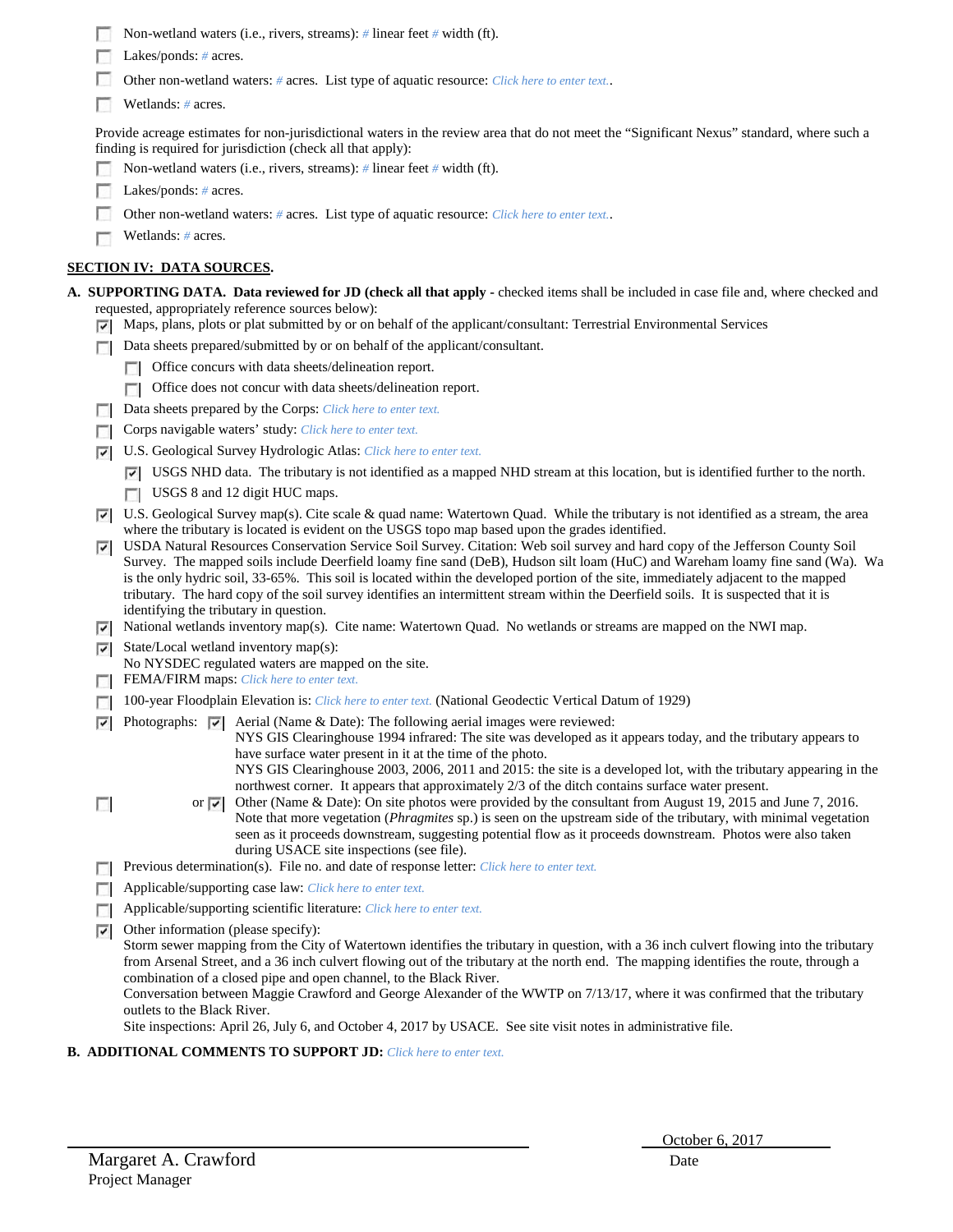- ☐ Non-wetland waters (i.e., rivers, streams): # linear feet # width (ft).
- ☐ Lakes/ponds: # acres.
- ☐ Other non-wetland waters: # acres. List type of aquatic resource: Click here to enter text..
- ☐ Wetlands: # acres.

Provide acreage estimates for non-jurisdictional waters in the review area that do not meet the "Significant Nexus" standard, where such a finding is required for jurisdiction (check all that apply):

- ☐ Non-wetland waters (i.e., rivers, streams): # linear feet # width (ft).
- ☐ Lakes/ponds: # acres.
- ☐ Other non-wetland waters: # acres. List type of aquatic resource: Click here to enter text..
- ☐ Wetlands: # acres.

**SECTION IV: DATA SOURCES.**

**A. SUPPORTING DATA. Data reviewed for JD (check all that apply** - checked items shall be included in case file and, where checked and requested, appropriately reference sources below):

- ☑ Maps, plans, plots or plat submitted by or on behalf of the applicant/consultant: Terrestrial Environmental Services
- ☐ Data sheets prepared/submitted by or on behalf of the applicant/consultant.
  - ☐ Office concurs with data sheets/delineation report.
  - ☐ Office does not concur with data sheets/delineation report.
- ☐ Data sheets prepared by the Corps: Click here to enter text.
- ☐ Corps navigable waters' study: Click here to enter text.
- ☑ U.S. Geological Survey Hydrologic Atlas: Click here to enter text.
  - ☑ USGS NHD data. The tributary is not identified as a mapped NHD stream at this location, but is identified further to the north.
  - ☐ USGS 8 and 12 digit HUC maps.
- ☑ U.S. Geological Survey map(s). Cite scale & quad name: Watertown Quad. While the tributary is not identified as a stream, the area where the tributary is located is evident on the USGS topo map based upon the grades identified.
- ☑ USDA Natural Resources Conservation Service Soil Survey. Citation: Web soil survey and hard copy of the Jefferson County Soil Survey. The mapped soils include Deerfield loamy fine sand (DeB), Hudson silt loam (HuC) and Wareham loamy fine sand (Wa). Wa is the only hydric soil, 33-65%. This soil is located within the developed portion of the site, immediately adjacent to the mapped tributary. The hard copy of the soil survey identifies an intermittent stream within the Deerfield soils. It is suspected that it is identifying the tributary in question.
- ☑ National wetlands inventory map(s). Cite name: Watertown Quad. No wetlands or streams are mapped on the NWI map.
- ☑ State/Local wetland inventory map(s):
  No NYSDEC regulated waters are mapped on the site.
- ☐ FEMA/FIRM maps: Click here to enter text.
- ☐ 100-year Floodplain Elevation is: Click here to enter text. (National Geodectic Vertical Datum of 1929)
- ☑ Photographs: ☑ Aerial (Name & Date): The following aerial images were reviewed:
  NYS GIS Clearinghouse 1994 infrared: The site was developed as it appears today, and the tributary appears to have surface water present in it at the time of the photo.
  NYS GIS Clearinghouse 2003, 2006, 2011 and 2015: the site is a developed lot, with the tributary appearing in the northwest corner. It appears that approximately 2/3 of the ditch contains surface water present.
  or ☑ Other (Name & Date): On site photos were provided by the consultant from August 19, 2015 and June 7, 2016. Note that more vegetation (*Phragmites* sp.) is seen on the upstream side of the tributary, with minimal vegetation seen as it proceeds downstream, suggesting potential flow as it proceeds downstream. Photos were also taken during USACE site inspections (see file).
- ☐ Previous determination(s). File no. and date of response letter: Click here to enter text.
- ☐ Applicable/supporting case law: Click here to enter text.
- ☐ Applicable/supporting scientific literature: Click here to enter text.
- ☑ Other information (please specify):
  Storm sewer mapping from the City of Watertown identifies the tributary in question, with a 36 inch culvert flowing into the tributary from Arsenal Street, and a 36 inch culvert flowing out of the tributary at the north end. The mapping identifies the route, through a combination of a closed pipe and open channel, to the Black River.
  Conversation between Maggie Crawford and George Alexander of the WWTP on 7/13/17, where it was confirmed that the tributary outlets to the Black River.
  Site inspections: April 26, July 6, and October 4, 2017 by USACE. See site visit notes in administrative file.

**B. ADDITIONAL COMMENTS TO SUPPORT JD:** Click here to enter text.

Margaret A. Crawford
Project Manager

October 6, 2017
Date